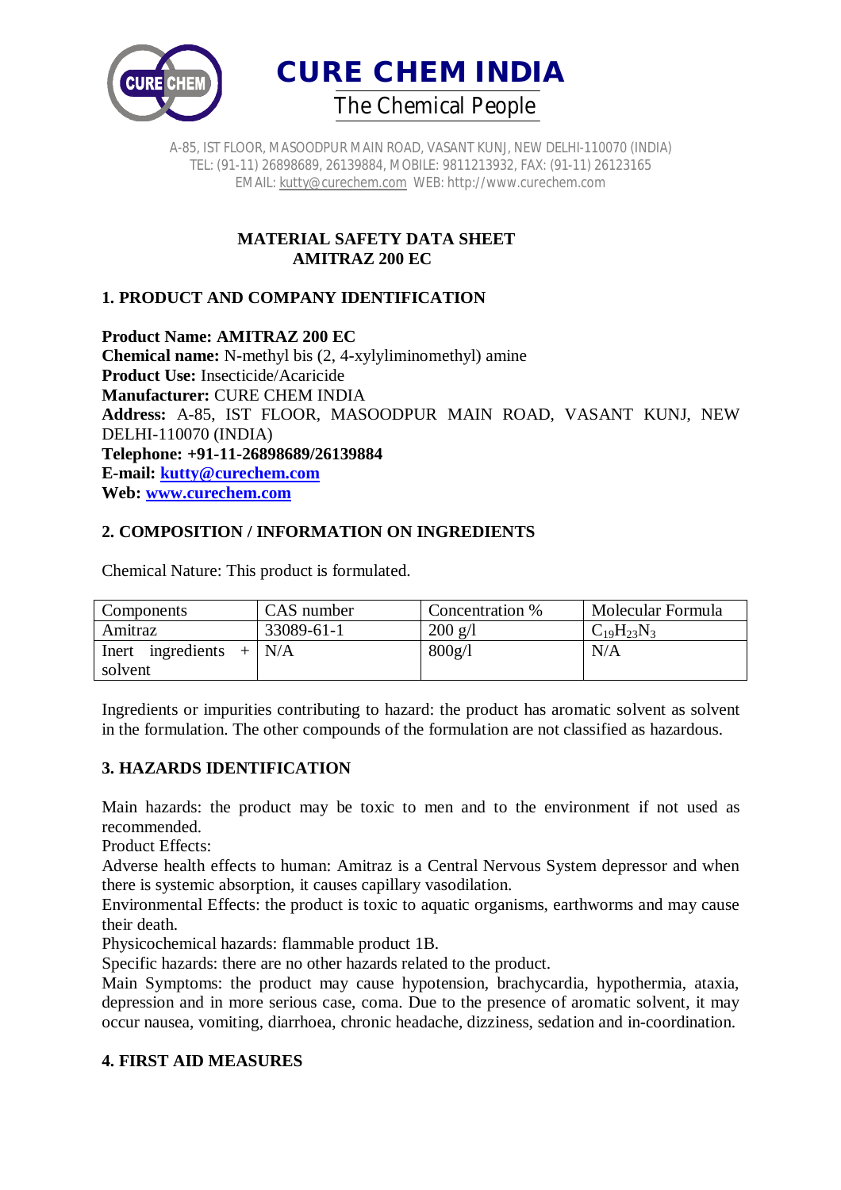# CURE CHEM INDIA

The Chemical People

A-85, IST FLOOR, MASOODPUR MAIN ROAD, VASANT KUNJ, NEW DELHI-110070 (INDIA)
TEL: (91-11) 26898689, 26139884, MOBILE: 9811213932, FAX: (91-11) 26123165
EMAIL: kutty@curechem.com WEB: http://www.curechem.com

**MATERIAL SAFETY DATA SHEET**
**AMITRAZ 200 EC**

## 1. PRODUCT AND COMPANY IDENTIFICATION

**Product Name: AMITRAZ 200 EC**
**Chemical name:** N-methyl bis (2, 4-xylyliminomethyl) amine
**Product Use:** Insecticide/Acaricide
**Manufacturer:** CURE CHEM INDIA
**Address:** A-85, IST FLOOR, MASOODPUR MAIN ROAD, VASANT KUNJ, NEW DELHI-110070 (INDIA)
**Telephone: +91-11-26898689/26139884**
**E-mail: kutty@curechem.com**
**Web: www.curechem.com**

## 2. COMPOSITION / INFORMATION ON INGREDIENTS

Chemical Nature: This product is formulated.

| Components | CAS number | Concentration % | Molecular Formula |
|---|---|---|---|
| Amitraz | 33089-61-1 | 200 g/l | $C_{19}H_{23}N_3$ |
| Inert ingredients + solvent | N/A | 800g/l | N/A |

Ingredients or impurities contributing to hazard: the product has aromatic solvent as solvent in the formulation. The other compounds of the formulation are not classified as hazardous.

## 3. HAZARDS IDENTIFICATION

Main hazards: the product may be toxic to men and to the environment if not used as recommended.
Product Effects:
Adverse health effects to human: Amitraz is a Central Nervous System depressor and when there is systemic absorption, it causes capillary vasodilation.
Environmental Effects: the product is toxic to aquatic organisms, earthworms and may cause their death.
Physicochemical hazards: flammable product 1B.
Specific hazards: there are no other hazards related to the product.
Main Symptoms: the product may cause hypotension, brachycardia, hypothermia, ataxia, depression and in more serious case, coma. Due to the presence of aromatic solvent, it may occur nausea, vomiting, diarrhoea, chronic headache, dizziness, sedation and in-coordination.

## 4. FIRST AID MEASURES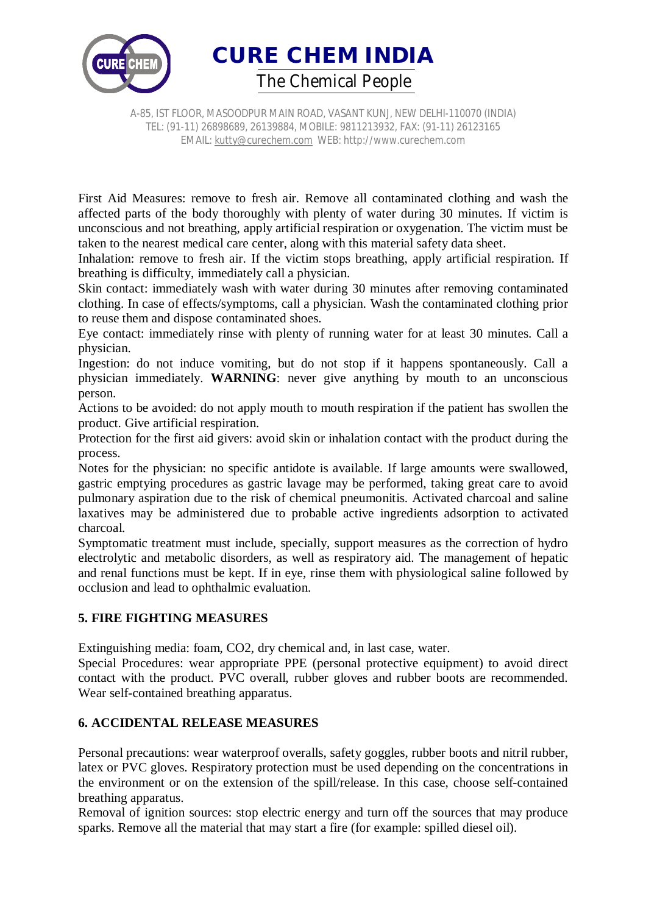First Aid Measures: remove to fresh air. Remove all contaminated clothing and wash the affected parts of the body thoroughly with plenty of water during 30 minutes. If victim is unconscious and not breathing, apply artificial respiration or oxygenation. The victim must be taken to the nearest medical care center, along with this material safety data sheet.
Inhalation: remove to fresh air. If the victim stops breathing, apply artificial respiration. If breathing is difficulty, immediately call a physician.
Skin contact: immediately wash with water during 30 minutes after removing contaminated clothing. In case of effects/symptoms, call a physician. Wash the contaminated clothing prior to reuse them and dispose contaminated shoes.
Eye contact: immediately rinse with plenty of running water for at least 30 minutes. Call a physician.
Ingestion: do not induce vomiting, but do not stop if it happens spontaneously. Call a physician immediately. **WARNING**: never give anything by mouth to an unconscious person.
Actions to be avoided: do not apply mouth to mouth respiration if the patient has swollen the product. Give artificial respiration.
Protection for the first aid givers: avoid skin or inhalation contact with the product during the process.
Notes for the physician: no specific antidote is available. If large amounts were swallowed, gastric emptying procedures as gastric lavage may be performed, taking great care to avoid pulmonary aspiration due to the risk of chemical pneumonitis. Activated charcoal and saline laxatives may be administered due to probable active ingredients adsorption to activated charcoal.
Symptomatic treatment must include, specially, support measures as the correction of hydro electrolytic and metabolic disorders, as well as respiratory aid. The management of hepatic and renal functions must be kept. If in eye, rinse them with physiological saline followed by occlusion and lead to ophthalmic evaluation.

## 5. FIRE FIGHTING MEASURES

Extinguishing media: foam, $CO_2$, dry chemical and, in last case, water.
Special Procedures: wear appropriate PPE (personal protective equipment) to avoid direct contact with the product. PVC overall, rubber gloves and rubber boots are recommended. Wear self-contained breathing apparatus.

## 6. ACCIDENTAL RELEASE MEASURES

Personal precautions: wear waterproof overalls, safety goggles, rubber boots and nitril rubber, latex or PVC gloves. Respiratory protection must be used depending on the concentrations in the environment or on the extension of the spill/release. In this case, choose self-contained breathing apparatus.
Removal of ignition sources: stop electric energy and turn off the sources that may produce sparks. Remove all the material that may start a fire (for example: spilled diesel oil).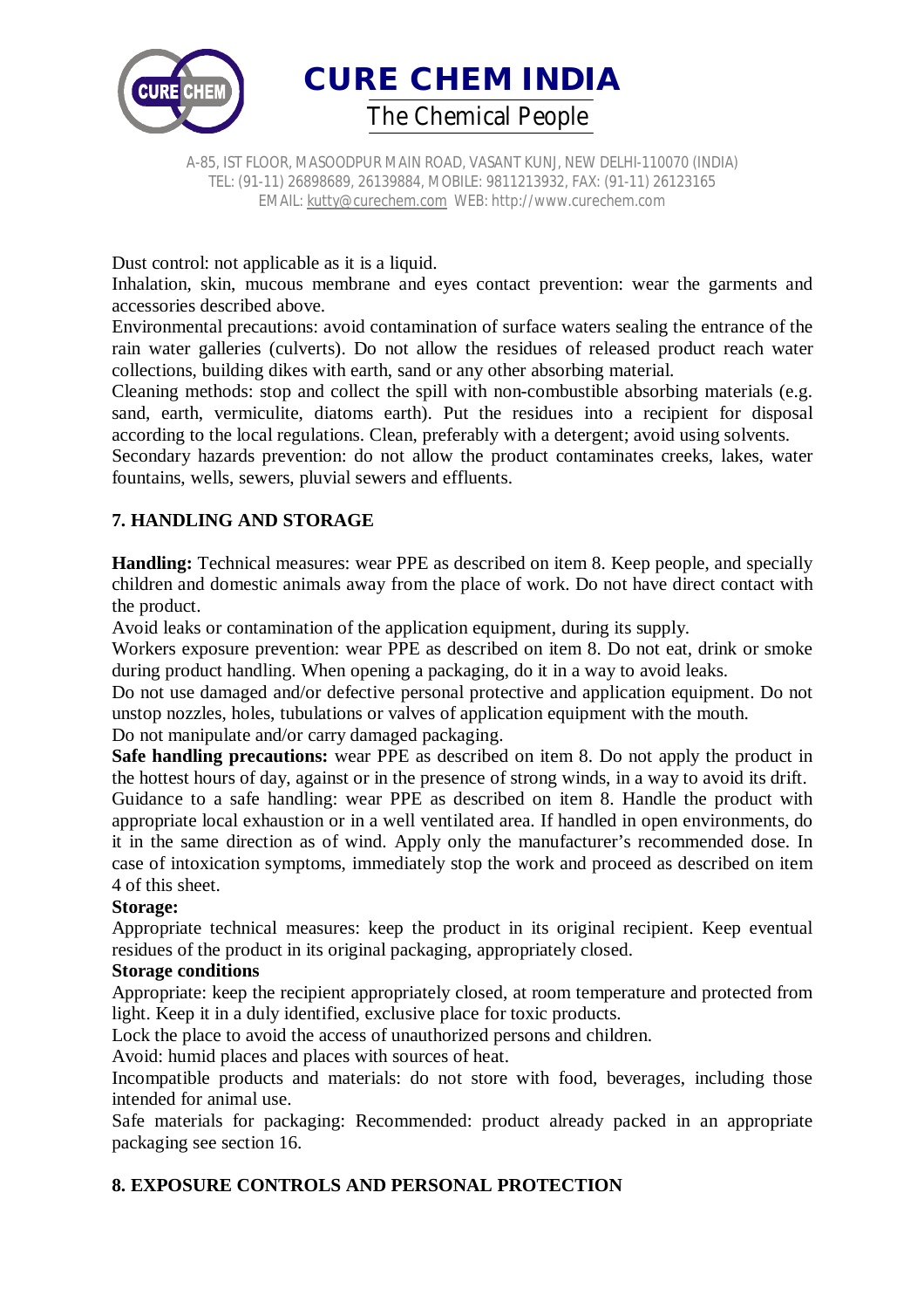Dust control: not applicable as it is a liquid.

Inhalation, skin, mucous membrane and eyes contact prevention: wear the garments and accessories described above.

Environmental precautions: avoid contamination of surface waters sealing the entrance of the rain water galleries (culverts). Do not allow the residues of released product reach water collections, building dikes with earth, sand or any other absorbing material.

Cleaning methods: stop and collect the spill with non-combustible absorbing materials (e.g. sand, earth, vermiculite, diatoms earth). Put the residues into a recipient for disposal according to the local regulations. Clean, preferably with a detergent; avoid using solvents.

Secondary hazards prevention: do not allow the product contaminates creeks, lakes, water fountains, wells, sewers, pluvial sewers and effluents.

## 7. HANDLING AND STORAGE

**Handling:** Technical measures: wear PPE as described on item 8. Keep people, and specially children and domestic animals away from the place of work. Do not have direct contact with the product.

Avoid leaks or contamination of the application equipment, during its supply.

Workers exposure prevention: wear PPE as described on item 8. Do not eat, drink or smoke during product handling. When opening a packaging, do it in a way to avoid leaks.

Do not use damaged and/or defective personal protective and application equipment. Do not unstop nozzles, holes, tubulations or valves of application equipment with the mouth.

Do not manipulate and/or carry damaged packaging.

**Safe handling precautions:** wear PPE as described on item 8. Do not apply the product in the hottest hours of day, against or in the presence of strong winds, in a way to avoid its drift.

Guidance to a safe handling: wear PPE as described on item 8. Handle the product with appropriate local exhaustion or in a well ventilated area. If handled in open environments, do it in the same direction as of wind. Apply only the manufacturer's recommended dose. In case of intoxication symptoms, immediately stop the work and proceed as described on item 4 of this sheet.

**Storage:**

Appropriate technical measures: keep the product in its original recipient. Keep eventual residues of the product in its original packaging, appropriately closed.

**Storage conditions**

Appropriate: keep the recipient appropriately closed, at room temperature and protected from light. Keep it in a duly identified, exclusive place for toxic products.

Lock the place to avoid the access of unauthorized persons and children.

Avoid: humid places and places with sources of heat.

Incompatible products and materials: do not store with food, beverages, including those intended for animal use.

Safe materials for packaging: Recommended: product already packed in an appropriate packaging see section 16.

## 8. EXPOSURE CONTROLS AND PERSONAL PROTECTION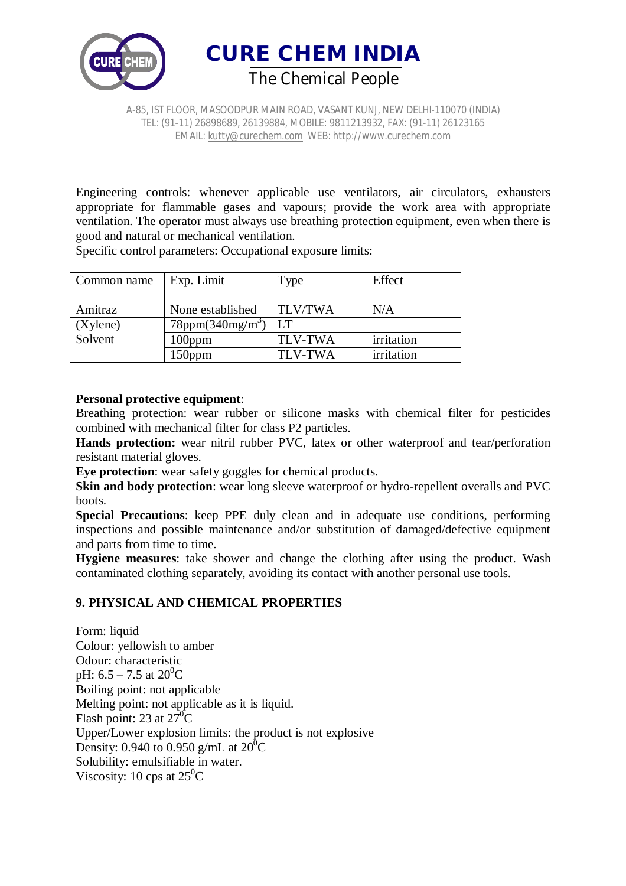Engineering controls: whenever applicable use ventilators, air circulators, exhausters appropriate for flammable gases and vapours; provide the work area with appropriate ventilation. The operator must always use breathing protection equipment, even when there is good and natural or mechanical ventilation.

Specific control parameters: Occupational exposure limits:

| Common name | Exp. Limit | Type | Effect |
|---|---|---|---|
| Amitraz | None established | TLV/TWA | N/A |
| (Xylene) Solvent | 78ppm(340mg/m$^3$) | LT | |
| | 100ppm | TLV-TWA | irritation |
| | 150ppm | TLV-TWA | irritation |

**Personal protective equipment**:

Breathing protection: wear rubber or silicone masks with chemical filter for pesticides combined with mechanical filter for class P2 particles.

**Hands protection:** wear nitril rubber PVC, latex or other waterproof and tear/perforation resistant material gloves.

**Eye protection**: wear safety goggles for chemical products.

**Skin and body protection**: wear long sleeve waterproof or hydro-repellent overalls and PVC boots.

**Special Precautions**: keep PPE duly clean and in adequate use conditions, performing inspections and possible maintenance and/or substitution of damaged/defective equipment and parts from time to time.

**Hygiene measures**: take shower and change the clothing after using the product. Wash contaminated clothing separately, avoiding its contact with another personal use tools.

## 9. PHYSICAL AND CHEMICAL PROPERTIES

Form: liquid
Colour: yellowish to amber
Odour: characteristic
pH: 6.5 – 7.5 at 20$^0$C
Boiling point: not applicable
Melting point: not applicable as it is liquid.
Flash point: 23 at 27$^0$C
Upper/Lower explosion limits: the product is not explosive
Density: 0.940 to 0.950 g/mL at 20$^0$C
Solubility: emulsifiable in water.
Viscosity: 10 cps at 25$^0$C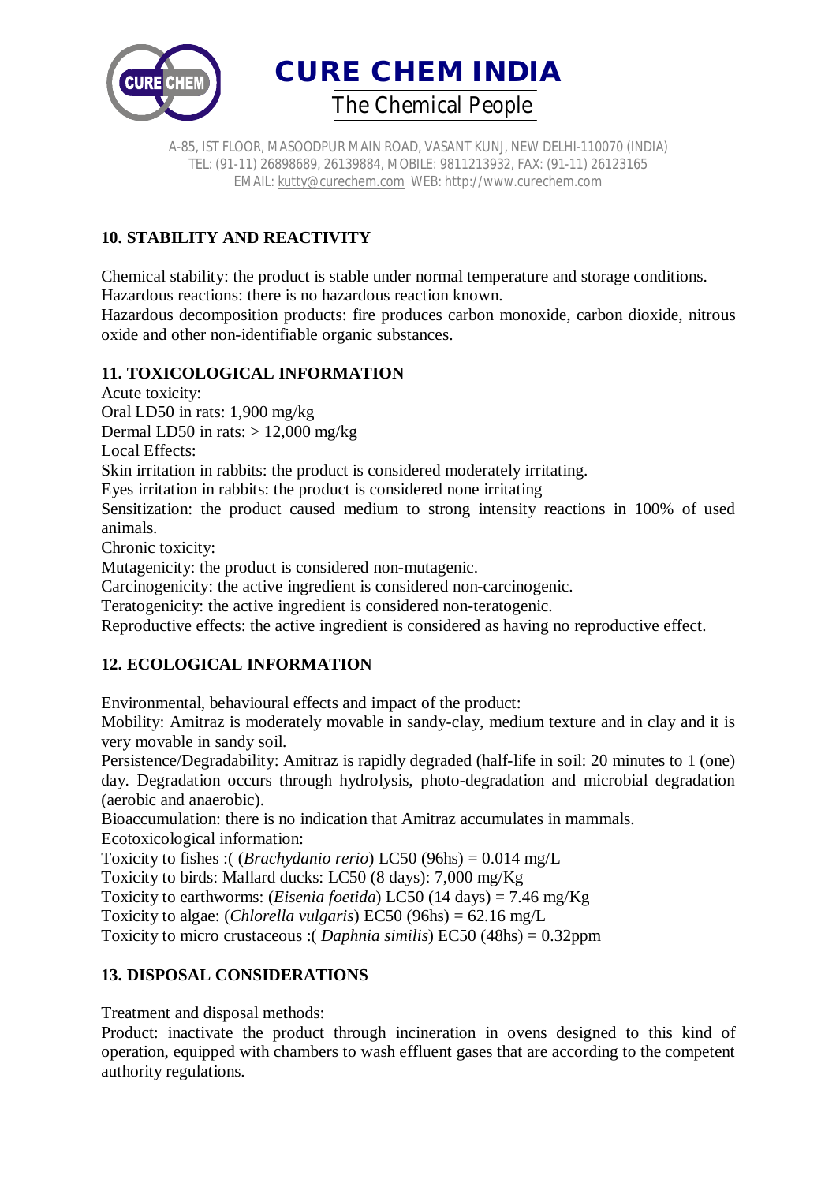# CURE CHEM INDIA

The Chemical People

A-85, IST FLOOR, MASOODPUR MAIN ROAD, VASANT KUNJ, NEW DELHI-110070 (INDIA)
TEL: (91-11) 26898689, 26139884, MOBILE: 9811213932, FAX: (91-11) 26123165
EMAIL: kutty@curechem.com WEB: http://www.curechem.com

## 10. STABILITY AND REACTIVITY

Chemical stability: the product is stable under normal temperature and storage conditions.
Hazardous reactions: there is no hazardous reaction known.
Hazardous decomposition products: fire produces carbon monoxide, carbon dioxide, nitrous oxide and other non-identifiable organic substances.

## 11. TOXICOLOGICAL INFORMATION

Acute toxicity:
Oral LD50 in rats: 1,900 mg/kg
Dermal LD50 in rats: > 12,000 mg/kg
Local Effects:
Skin irritation in rabbits: the product is considered moderately irritating.
Eyes irritation in rabbits: the product is considered none irritating
Sensitization: the product caused medium to strong intensity reactions in 100% of used animals.
Chronic toxicity:
Mutagenicity: the product is considered non-mutagenic.
Carcinogenicity: the active ingredient is considered non-carcinogenic.
Teratogenicity: the active ingredient is considered non-teratogenic.
Reproductive effects: the active ingredient is considered as having no reproductive effect.

## 12. ECOLOGICAL INFORMATION

Environmental, behavioural effects and impact of the product:
Mobility: Amitraz is moderately movable in sandy-clay, medium texture and in clay and it is very movable in sandy soil.
Persistence/Degradability: Amitraz is rapidly degraded (half-life in soil: 20 minutes to 1 (one) day. Degradation occurs through hydrolysis, photo-degradation and microbial degradation (aerobic and anaerobic).
Bioaccumulation: there is no indication that Amitraz accumulates in mammals.
Ecotoxicological information:
Toxicity to fishes :( (*Brachydanio rerio*) LC50 (96hs) = 0.014 mg/L
Toxicity to birds: Mallard ducks: LC50 (8 days): 7,000 mg/Kg
Toxicity to earthworms: (*Eisenia foetida*) LC50 (14 days) = 7.46 mg/Kg
Toxicity to algae: (*Chlorella vulgaris*) EC50 (96hs) = 62.16 mg/L
Toxicity to micro crustaceous :( *Daphnia similis*) EC50 (48hs) = 0.32ppm

## 13. DISPOSAL CONSIDERATIONS

Treatment and disposal methods:
Product: inactivate the product through incineration in ovens designed to this kind of operation, equipped with chambers to wash effluent gases that are according to the competent authority regulations.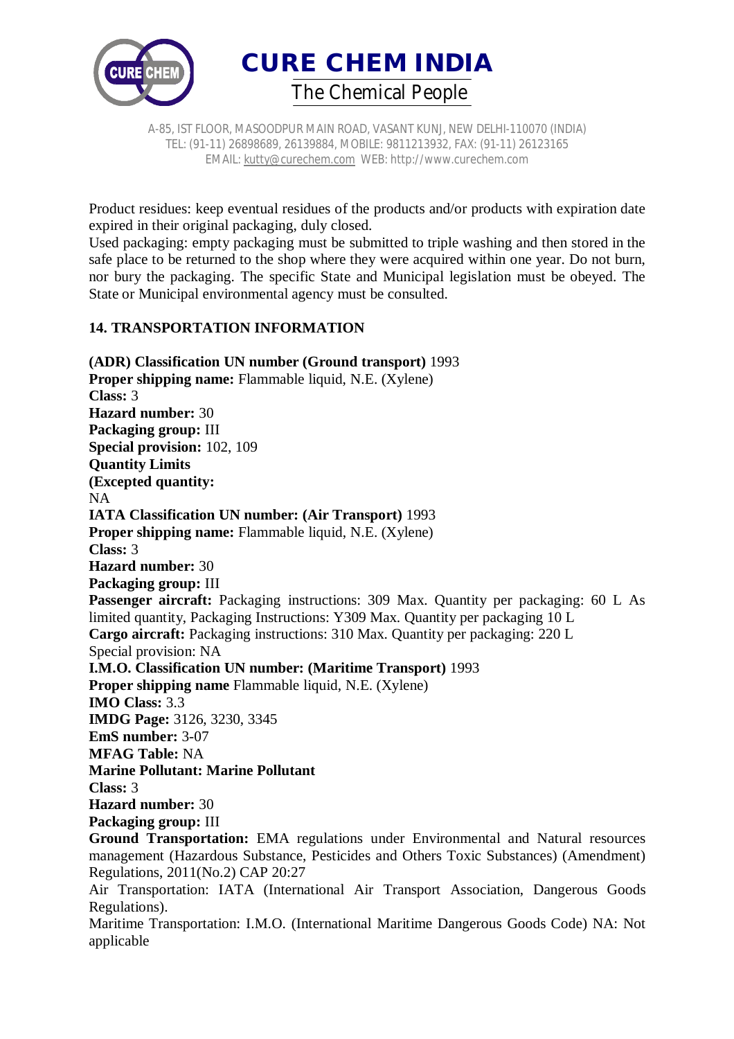Product residues: keep eventual residues of the products and/or products with expiration date expired in their original packaging, duly closed.
Used packaging: empty packaging must be submitted to triple washing and then stored in the safe place to be returned to the shop where they were acquired within one year. Do not burn, nor bury the packaging. The specific State and Municipal legislation must be obeyed. The State or Municipal environmental agency must be consulted.

## 14. TRANSPORTATION INFORMATION

**(ADR) Classification UN number (Ground transport)** 1993
**Proper shipping name:** Flammable liquid, N.E. (Xylene)
**Class:** 3
**Hazard number:** 30
**Packaging group:** III
**Special provision:** 102, 109
**Quantity Limits**
**(Excepted quantity:**
NA
**IATA Classification UN number: (Air Transport)** 1993
**Proper shipping name:** Flammable liquid, N.E. (Xylene)
**Class:** 3
**Hazard number:** 30
**Packaging group:** III
**Passenger aircraft:** Packaging instructions: 309 Max. Quantity per packaging: 60 L As limited quantity, Packaging Instructions: Y309 Max. Quantity per packaging 10 L
**Cargo aircraft:** Packaging instructions: 310 Max. Quantity per packaging: 220 L
Special provision: NA
**I.M.O. Classification UN number: (Maritime Transport)** 1993
**Proper shipping name** Flammable liquid, N.E. (Xylene)
**IMO Class:** 3.3
**IMDG Page:** 3126, 3230, 3345
**EmS number:** 3-07
**MFAG Table:** NA
**Marine Pollutant: Marine Pollutant**
**Class:** 3
**Hazard number:** 30
**Packaging group:** III
**Ground Transportation:** EMA regulations under Environmental and Natural resources management (Hazardous Substance, Pesticides and Others Toxic Substances) (Amendment) Regulations, 2011(No.2) CAP 20:27
Air Transportation: IATA (International Air Transport Association, Dangerous Goods Regulations).
Maritime Transportation: I.M.O. (International Maritime Dangerous Goods Code) NA: Not applicable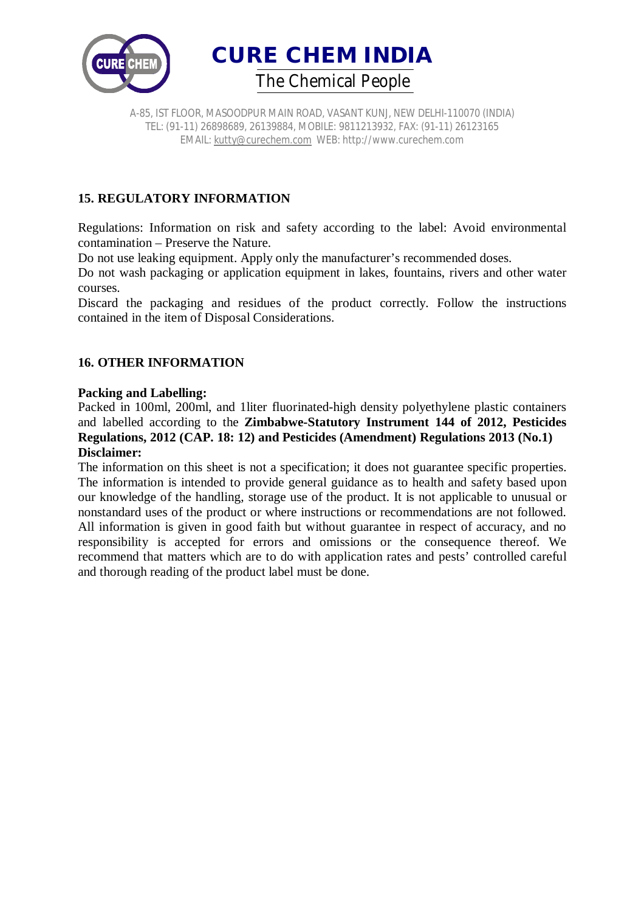## 15. REGULATORY INFORMATION

Regulations: Information on risk and safety according to the label: Avoid environmental contamination – Preserve the Nature.

Do not use leaking equipment. Apply only the manufacturer's recommended doses.

Do not wash packaging or application equipment in lakes, fountains, rivers and other water courses.

Discard the packaging and residues of the product correctly. Follow the instructions contained in the item of Disposal Considerations.

## 16. OTHER INFORMATION

**Packing and Labelling:**

Packed in 100ml, 200ml, and 1liter fluorinated-high density polyethylene plastic containers and labelled according to the **Zimbabwe-Statutory Instrument 144 of 2012, Pesticides Regulations, 2012 (CAP. 18: 12) and Pesticides (Amendment) Regulations 2013 (No.1)**

**Disclaimer:**

The information on this sheet is not a specification; it does not guarantee specific properties. The information is intended to provide general guidance as to health and safety based upon our knowledge of the handling, storage use of the product. It is not applicable to unusual or nonstandard uses of the product or where instructions or recommendations are not followed. All information is given in good faith but without guarantee in respect of accuracy, and no responsibility is accepted for errors and omissions or the consequence thereof. We recommend that matters which are to do with application rates and pests' controlled careful and thorough reading of the product label must be done.